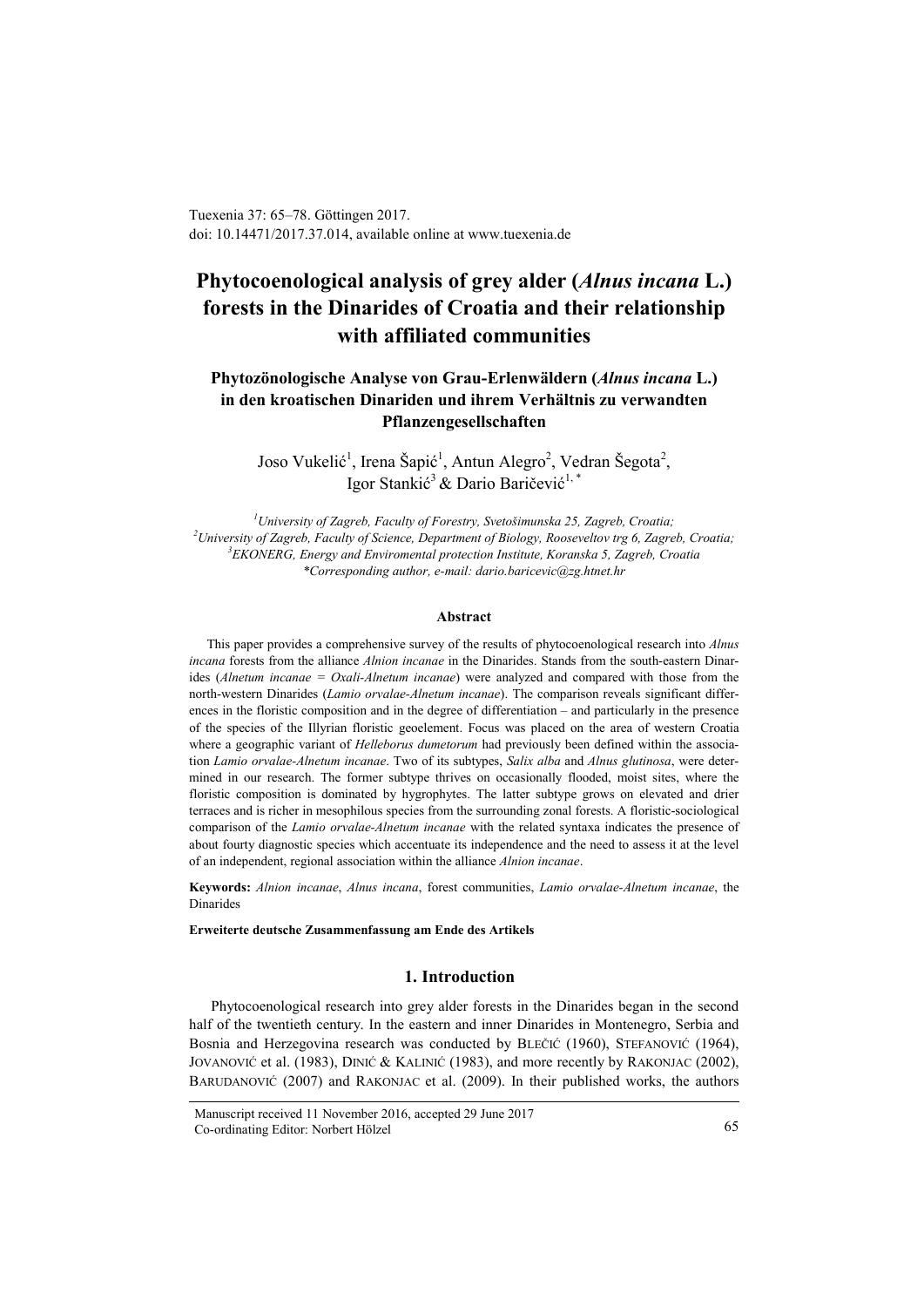Tuexenia 37: 65–78. Göttingen 2017.
doi: 10.14471/2017.37.014, available online at www.tuexenia.de

# Phytocoenological analysis of grey alder (*Alnus incana* L.) forests in the Dinarides of Croatia and their relationship with affiliated communities

## Phytozönologische Analyse von Grau-Erlenwäldern (*Alnus incana* L.) in den kroatischen Dinariden und ihrem Verhältnis zu verwandten Pflanzengesellschaften

Joso Vukelić[1], Irena Šapić[1], Antun Alegro[2], Vedran Šegota[2], Igor Stankić[3] & Dario Baričević[1, *]

[1]*University of Zagreb, Faculty of Forestry, Svetošimunska 25, Zagreb, Croatia;*
[2]*University of Zagreb, Faculty of Science, Department of Biology, Rooseveltov trg 6, Zagreb, Croatia;*
[3]*EKONERG, Energy and Enviromental protection Institute, Koranska 5, Zagreb, Croatia*
*\*Corresponding author, e-mail: dario.baricevic@zg.htnet.hr*

### Abstract

This paper provides a comprehensive survey of the results of phytocoenological research into *Alnus incana* forests from the alliance *Alnion incanae* in the Dinarides. Stands from the south-eastern Dinarides (*Alnetum incanae* = *Oxali-Alnetum incanae*) were analyzed and compared with those from the north-western Dinarides (*Lamio orvalae-Alnetum incanae*). The comparison reveals significant differences in the floristic composition and in the degree of differentiation – and particularly in the presence of the species of the Illyrian floristic geoelement. Focus was placed on the area of western Croatia where a geographic variant of *Helleborus dumetorum* had previously been defined within the association *Lamio orvalae-Alnetum incanae*. Two of its subtypes, *Salix alba* and *Alnus glutinosa*, were determined in our research. The former subtype thrives on occasionally flooded, moist sites, where the floristic composition is dominated by hygrophytes. The latter subtype grows on elevated and drier terraces and is richer in mesophilous species from the surrounding zonal forests. A floristic-sociological comparison of the *Lamio orvalae-Alnetum incanae* with the related syntaxa indicates the presence of about fourty diagnostic species which accentuate its independence and the need to assess it at the level of an independent, regional association within the alliance *Alnion incanae*.

**Keywords:** *Alnion incanae*, *Alnus incana*, forest communities, *Lamio orvalae-Alnetum incanae*, the Dinarides

**Erweiterte deutsche Zusammenfassung am Ende des Artikels**

## 1. Introduction

Phytocoenological research into grey alder forests in the Dinarides began in the second half of the twentieth century. In the eastern and inner Dinarides in Montenegro, Serbia and Bosnia and Herzegovina research was conducted by Blečić (1960), Stefanović (1964), Jovanović et al. (1983), Dinić & Kalinić (1983), and more recently by Rakonjac (2002), Barudanović (2007) and Rakonjac et al. (2009). In their published works, the authors

Manuscript received 11 November 2016, accepted 29 June 2017
Co-ordinating Editor: Norbert Hölzel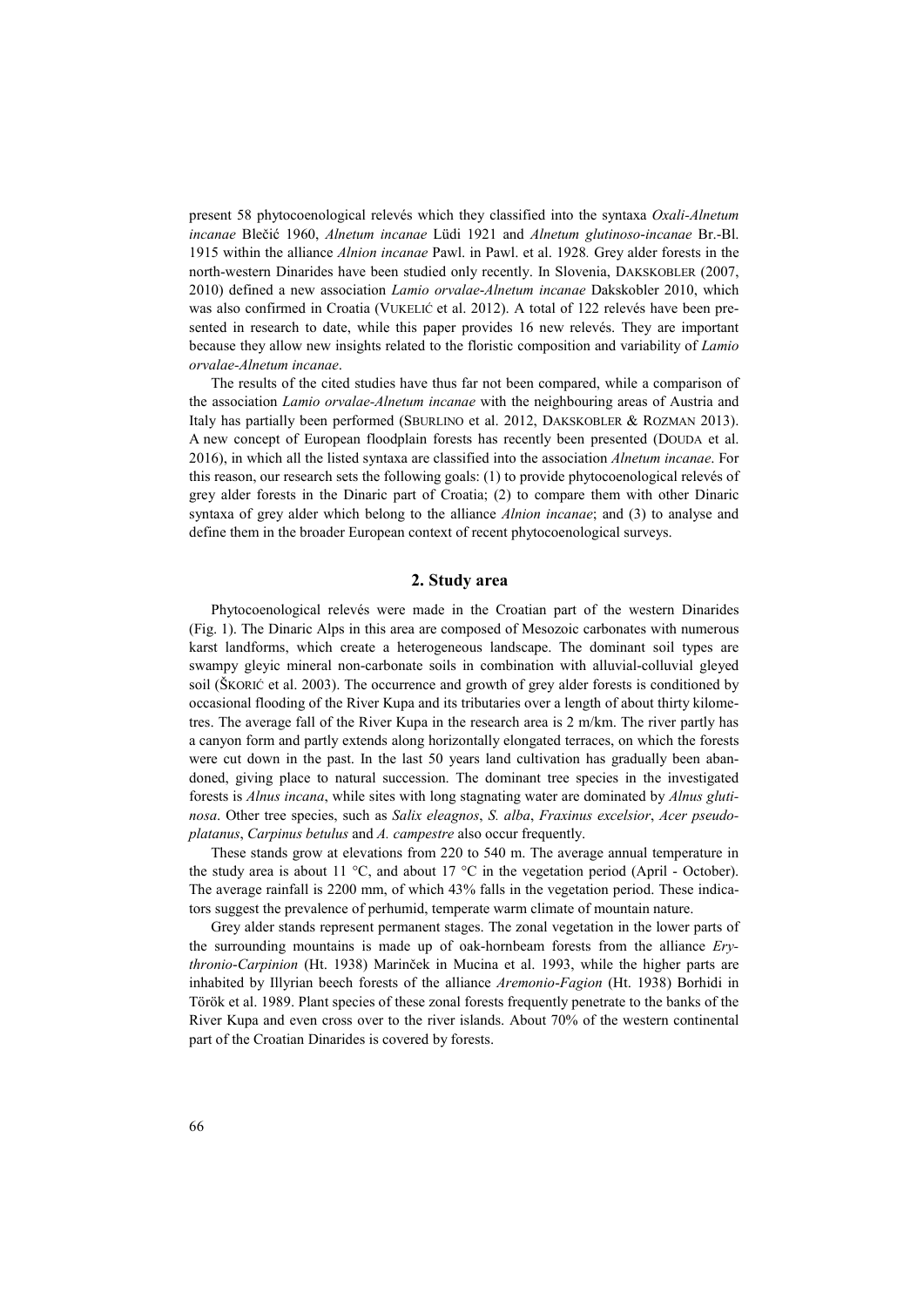present 58 phytocoenological relevés which they classified into the syntaxa *Oxali-Alnetum incanae* Blečić 1960, *Alnetum incanae* Lüdi 1921 and *Alnetum glutinoso-incanae* Br.-Bl. 1915 within the alliance *Alnion incanae* Pawl. in Pawl. et al. 1928*.* Grey alder forests in the north-western Dinarides have been studied only recently. In Slovenia, DAKSKOBLER (2007, 2010) defined a new association *Lamio orvalae-Alnetum incanae* Dakskobler 2010, which was also confirmed in Croatia (VUKELIĆ et al. 2012). A total of 122 relevés have been presented in research to date, while this paper provides 16 new relevés. They are important because they allow new insights related to the floristic composition and variability of *Lamio orvalae-Alnetum incanae*.

The results of the cited studies have thus far not been compared, while a comparison of the association *Lamio orvalae-Alnetum incanae* with the neighbouring areas of Austria and Italy has partially been performed (SBURLINO et al. 2012, DAKSKOBLER & ROZMAN 2013). A new concept of European floodplain forests has recently been presented (DOUDA et al. 2016), in which all the listed syntaxa are classified into the association *Alnetum incanae*. For this reason, our research sets the following goals: (1) to provide phytocoenological relevés of grey alder forests in the Dinaric part of Croatia; (2) to compare them with other Dinaric syntaxa of grey alder which belong to the alliance *Alnion incanae*; and (3) to analyse and define them in the broader European context of recent phytocoenological surveys.

## 2. Study area

Phytocoenological relevés were made in the Croatian part of the western Dinarides (Fig. 1). The Dinaric Alps in this area are composed of Mesozoic carbonates with numerous karst landforms, which create a heterogeneous landscape. The dominant soil types are swampy gleyic mineral non-carbonate soils in combination with alluvial-colluvial gleyed soil (ŠKORIĆ et al. 2003). The occurrence and growth of grey alder forests is conditioned by occasional flooding of the River Kupa and its tributaries over a length of about thirty kilometres. The average fall of the River Kupa in the research area is 2 m/km. The river partly has a canyon form and partly extends along horizontally elongated terraces, on which the forests were cut down in the past. In the last 50 years land cultivation has gradually been abandoned, giving place to natural succession. The dominant tree species in the investigated forests is *Alnus incana*, while sites with long stagnating water are dominated by *Alnus glutinosa*. Other tree species, such as *Salix eleagnos*, *S. alba*, *Fraxinus excelsior*, *Acer pseudoplatanus*, *Carpinus betulus* and *A. campestre* also occur frequently.

These stands grow at elevations from 220 to 540 m. The average annual temperature in the study area is about 11 °C, and about 17 °C in the vegetation period (April - October). The average rainfall is 2200 mm, of which 43% falls in the vegetation period. These indicators suggest the prevalence of perhumid, temperate warm climate of mountain nature.

Grey alder stands represent permanent stages. The zonal vegetation in the lower parts of the surrounding mountains is made up of oak-hornbeam forests from the alliance *Erythronio-Carpinion* (Ht. 1938) Marinček in Mucina et al. 1993, while the higher parts are inhabited by Illyrian beech forests of the alliance *Aremonio-Fagion* (Ht. 1938) Borhidi in Török et al. 1989. Plant species of these zonal forests frequently penetrate to the banks of the River Kupa and even cross over to the river islands. About 70% of the western continental part of the Croatian Dinarides is covered by forests.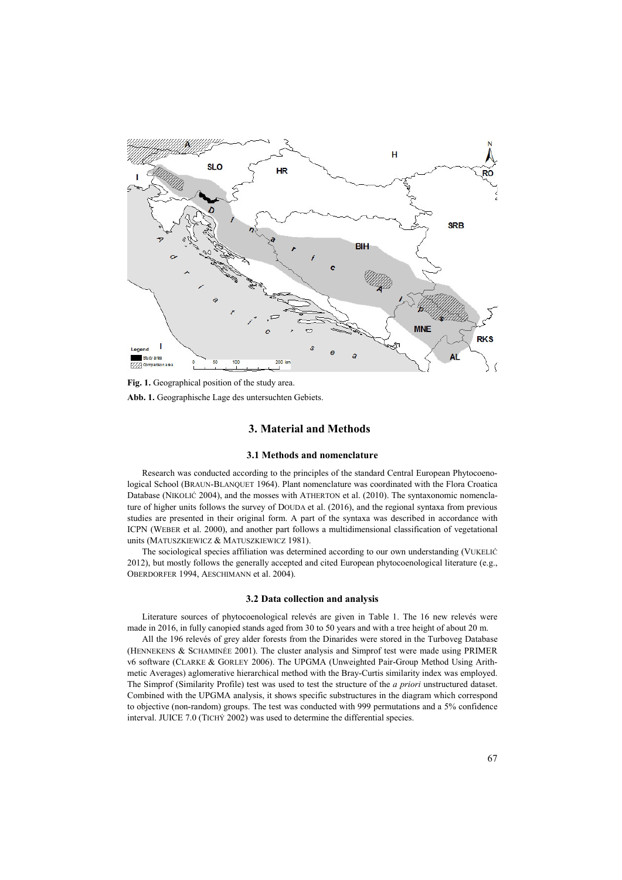**Fig. 1.** Geographical position of the study area.

**Abb. 1.** Geographische Lage des untersuchten Gebiets.

## 3. Material and Methods

### 3.1 Methods and nomenclature

Research was conducted according to the principles of the standard Central European Phytocoenological School (BRAUN-BLANQUET 1964). Plant nomenclature was coordinated with the Flora Croatica Database (NIKOLIĆ 2004), and the mosses with ATHERTON et al. (2010). The syntaxonomic nomenclature of higher units follows the survey of DOUDA et al. (2016), and the regional syntaxa from previous studies are presented in their original form. A part of the syntaxa was described in accordance with ICPN (WEBER et al. 2000), and another part follows a multidimensional classification of vegetational units (MATUSZKIEWICZ & MATUSZKIEWICZ 1981).

The sociological species affiliation was determined according to our own understanding (VUKELIĆ 2012), but mostly follows the generally accepted and cited European phytocoenological literature (e.g., OBERDORFER 1994, AESCHIMANN et al. 2004).

### 3.2 Data collection and analysis

Literature sources of phytocoenological relevés are given in Table 1. The 16 new relevés were made in 2016, in fully canopied stands aged from 30 to 50 years and with a tree height of about 20 m.

All the 196 relevés of grey alder forests from the Dinarides were stored in the Turboveg Database (HENNEKENS & SCHAMINÉE 2001). The cluster analysis and Simprof test were made using PRIMER v6 software (CLARKE & GORLEY 2006). The UPGMA (Unweighted Pair-Group Method Using Arithmetic Averages) aglomerative hierarchical method with the Bray-Curtis similarity index was employed. The Simprof (Similarity Profile) test was used to test the structure of the *a priori* unstructured dataset. Combined with the UPGMA analysis, it shows specific substructures in the diagram which correspond to objective (non-random) groups. The test was conducted with 999 permutations and a 5% confidence interval. JUICE 7.0 (TICHÝ 2002) was used to determine the differential species.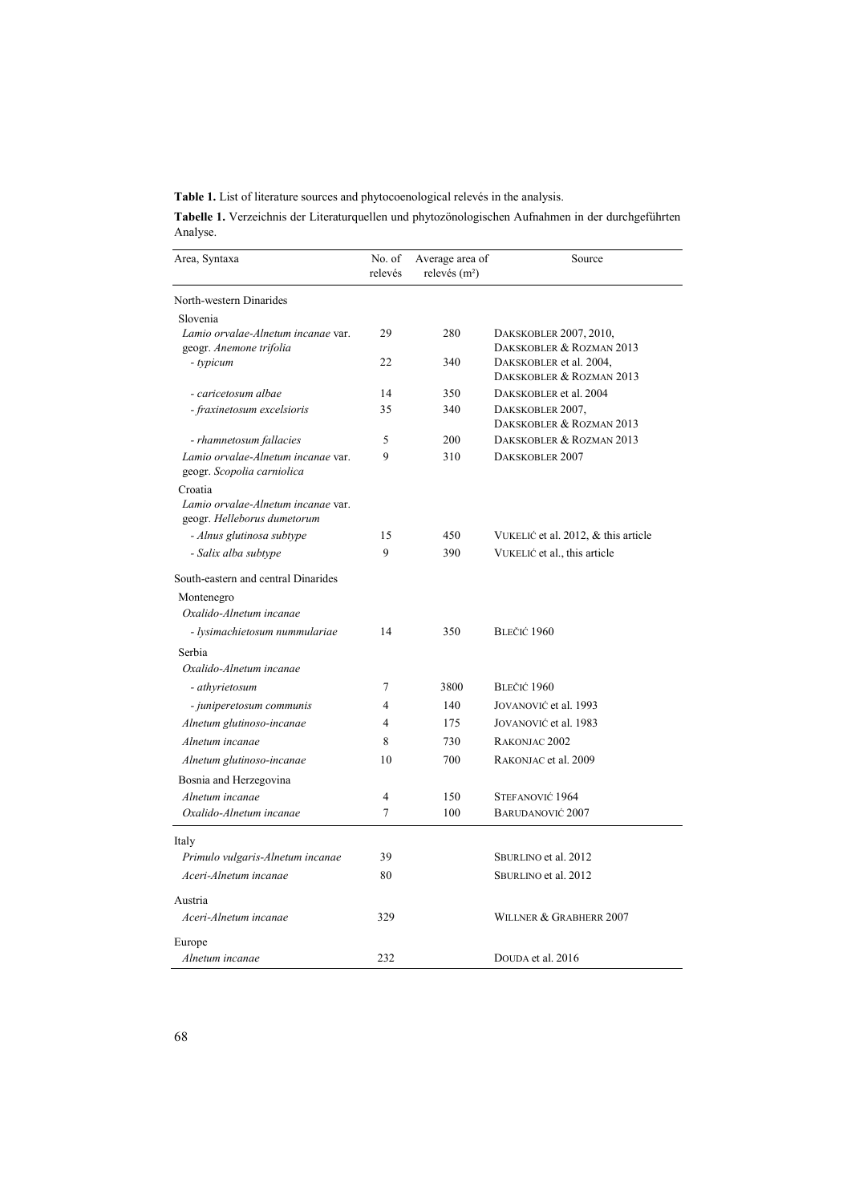**Table 1.** List of literature sources and phytocoenological relevés in the analysis.

**Tabelle 1.** Verzeichnis der Literaturquellen und phytozönologischen Aufnahmen in der durchgeführten Analyse.

| Area, Syntaxa | No. of relevés | Average area of relevés (m²) | Source |
|---|---|---|---|
| North-western Dinarides | | | |
| Slovenia | | | |
| *Lamio orvalae-Alnetum incanae* var. geogr. *Anemone trifolia* | 29 | 280 | DAKSKOBLER 2007, 2010, DAKSKOBLER & ROZMAN 2013 |
| *- typicum* | 22 | 340 | DAKSKOBLER et al. 2004, DAKSKOBLER & ROZMAN 2013 |
| *- caricetosum albae* | 14 | 350 | DAKSKOBLER et al. 2004 |
| *- fraxinetosum excelsioris* | 35 | 340 | DAKSKOBLER 2007, DAKSKOBLER & ROZMAN 2013 |
| *- rhamnetosum fallacies* | 5 | 200 | DAKSKOBLER & ROZMAN 2013 |
| *Lamio orvalae-Alnetum incanae* var. geogr. *Scopolia carniolica* | 9 | 310 | DAKSKOBLER 2007 |
| Croatia | | | |
| *Lamio orvalae-Alnetum incanae* var. geogr. *Helleborus dumetorum* | | | |
| *- Alnus glutinosa subtype* | 15 | 450 | VUKELIĆ et al. 2012, & this article |
| *- Salix alba subtype* | 9 | 390 | VUKELIĆ et al., this article |
| South-eastern and central Dinarides | | | |
| Montenegro | | | |
| *Oxalido-Alnetum incanae* | | | |
| *- lysimachietosum nummulariae* | 14 | 350 | BLEČIĆ 1960 |
| Serbia | | | |
| *Oxalido-Alnetum incanae* | | | |
| *- athyrietosum* | 7 | 3800 | BLEČIĆ 1960 |
| *- juniperetosum communis* | 4 | 140 | JOVANOVIĆ et al. 1993 |
| *Alnetum glutinoso-incanae* | 4 | 175 | JOVANOVIĆ et al. 1983 |
| *Alnetum incanae* | 8 | 730 | RAKONJAC 2002 |
| *Alnetum glutinoso-incanae* | 10 | 700 | RAKONJAC et al. 2009 |
| Bosnia and Herzegovina | | | |
| *Alnetum incanae* | 4 | 150 | STEFANOVIĆ 1964 |
| *Oxalido-Alnetum incanae* | 7 | 100 | BARUDANOVIĆ 2007 |
| Italy | | | |
| *Primulo vulgaris-Alnetum incanae* | 39 | | SBURLINO et al. 2012 |
| *Aceri-Alnetum incanae* | 80 | | SBURLINO et al. 2012 |
| Austria | | | |
| *Aceri-Alnetum incanae* | 329 | | WILLNER & GRABHERR 2007 |
| Europe | | | |
| *Alnetum incanae* | 232 | | DOUDA et al. 2016 |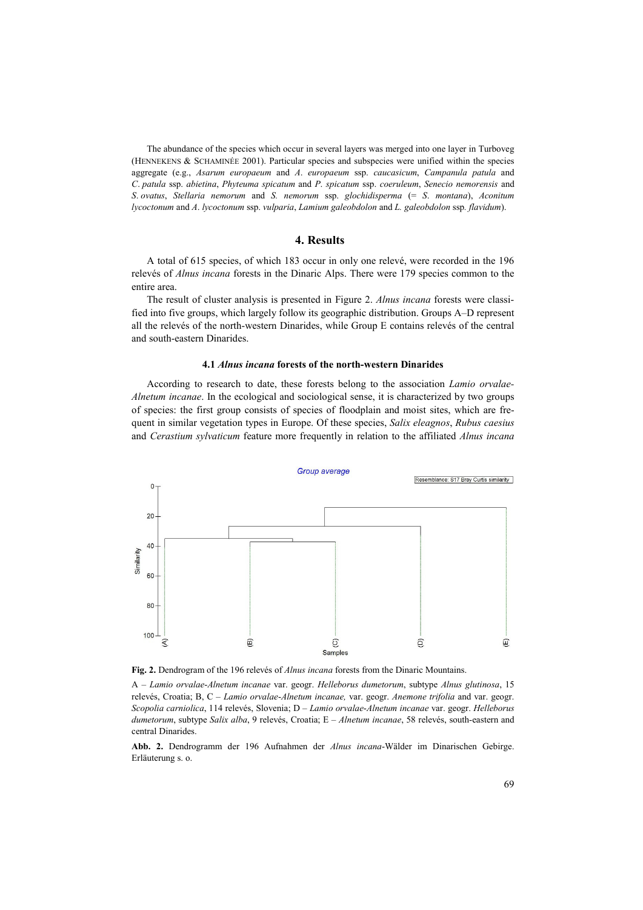The abundance of the species which occur in several layers was merged into one layer in Turboveg (HENNEKENS & SCHAMINÉE 2001). Particular species and subspecies were unified within the species aggregate (e.g., *Asarum europaeum* and *A. europaeum* ssp. *caucasicum*, *Campanula patula* and *C. patula* ssp. *abietina*, *Phyteuma spicatum* and *P. spicatum* ssp. *coeruleum*, *Senecio nemorensis* and *S. ovatus*, *Stellaria nemorum* and *S. nemorum* ssp. *glochidisperma* (= *S. montana*), *Aconitum lycoctonum* and *A. lycoctonum* ssp. *vulparia*, *Lamium galeobdolon* and *L. galeobdolon* ssp. *flavidum*).

## 4. Results

A total of 615 species, of which 183 occur in only one relevé, were recorded in the 196 relevés of *Alnus incana* forests in the Dinaric Alps. There were 179 species common to the entire area.

The result of cluster analysis is presented in Figure 2. *Alnus incana* forests were classified into five groups, which largely follow its geographic distribution. Groups A–D represent all the relevés of the north-western Dinarides, while Group E contains relevés of the central and south-eastern Dinarides.

### 4.1 *Alnus incana* forests of the north-western Dinarides

According to research to date, these forests belong to the association *Lamio orvalae-Alnetum incanae*. In the ecological and sociological sense, it is characterized by two groups of species: the first group consists of species of floodplain and moist sites, which are frequent in similar vegetation types in Europe. Of these species, *Salix eleagnos*, *Rubus caesius* and *Cerastium sylvaticum* feature more frequently in relation to the affiliated *Alnus incana*

Group average

Resemblance: S17 Bray Curtis similarity

Similarity: 0, 20, 40, 60, 80, 100

Samples: (A), (B), (C), (D), (E)

**Fig. 2.** Dendrogram of the 196 relevés of *Alnus incana* forests from the Dinaric Mountains.

A – *Lamio orvalae-Alnetum incanae* var. geogr. *Helleborus dumetorum*, subtype *Alnus glutinosa*, 15 relevés, Croatia; B, C – *Lamio orvalae-Alnetum incanae,* var. geogr. *Anemone trifolia* and var. geogr. *Scopolia carniolica*, 114 relevés, Slovenia; D – *Lamio orvalae-Alnetum incanae* var. geogr. *Helleborus dumetorum*, subtype *Salix alba*, 9 relevés, Croatia; E – *Alnetum incanae*, 58 relevés, south-eastern and central Dinarides.

**Abb. 2.** Dendrogramm der 196 Aufnahmen der *Alnus incana*-Wälder im Dinarischen Gebirge. Erläuterung s. o.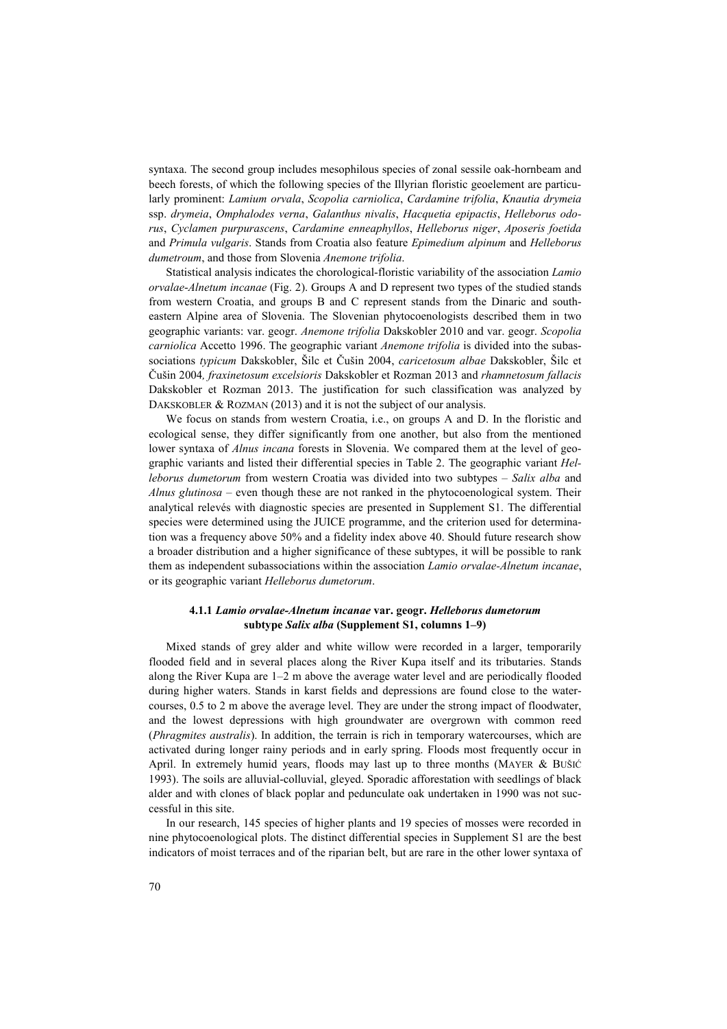syntaxa. The second group includes mesophilous species of zonal sessile oak-hornbeam and beech forests, of which the following species of the Illyrian floristic geoelement are particularly prominent: *Lamium orvala*, *Scopolia carniolica*, *Cardamine trifolia*, *Knautia drymeia* ssp. *drymeia*, *Omphalodes verna*, *Galanthus nivalis*, *Hacquetia epipactis*, *Helleborus odorus*, *Cyclamen purpurascens*, *Cardamine enneaphyllos*, *Helleborus niger*, *Aposeris foetida* and *Primula vulgaris*. Stands from Croatia also feature *Epimedium alpinum* and *Helleborus dumetroum*, and those from Slovenia *Anemone trifolia*.

Statistical analysis indicates the chorological-floristic variability of the association *Lamio orvalae-Alnetum incanae* (Fig. 2). Groups A and D represent two types of the studied stands from western Croatia, and groups B and C represent stands from the Dinaric and south-eastern Alpine area of Slovenia. The Slovenian phytocoenologists described them in two geographic variants: var. geogr. *Anemone trifolia* Dakskobler 2010 and var. geogr. *Scopolia carniolica* Accetto 1996. The geographic variant *Anemone trifolia* is divided into the subassociations *typicum* Dakskobler, Šilc et Čušin 2004, *caricetosum albae* Dakskobler, Šilc et Čušin 2004*, fraxinetosum excelsioris* Dakskobler et Rozman 2013 and *rhamnetosum fallacis* Dakskobler et Rozman 2013. The justification for such classification was analyzed by DAKSKOBLER & ROZMAN (2013) and it is not the subject of our analysis.

We focus on stands from western Croatia, i.e., on groups A and D. In the floristic and ecological sense, they differ significantly from one another, but also from the mentioned lower syntaxa of *Alnus incana* forests in Slovenia. We compared them at the level of geographic variants and listed their differential species in Table 2. The geographic variant *Helleborus dumetorum* from western Croatia was divided into two subtypes – *Salix alba* and *Alnus glutinosa* – even though these are not ranked in the phytocoenological system. Their analytical relevés with diagnostic species are presented in Supplement S1. The differential species were determined using the JUICE programme, and the criterion used for determination was a frequency above 50% and a fidelity index above 40. Should future research show a broader distribution and a higher significance of these subtypes, it will be possible to rank them as independent subassociations within the association *Lamio orvalae-Alnetum incanae*, or its geographic variant *Helleborus dumetorum*.

### 4.1.1 *Lamio orvalae-Alnetum incanae* var. geogr. *Helleborus dumetorum* subtype *Salix alba* (Supplement S1, columns 1–9)

Mixed stands of grey alder and white willow were recorded in a larger, temporarily flooded field and in several places along the River Kupa itself and its tributaries. Stands along the River Kupa are 1–2 m above the average water level and are periodically flooded during higher waters. Stands in karst fields and depressions are found close to the watercourses, 0.5 to 2 m above the average level. They are under the strong impact of floodwater, and the lowest depressions with high groundwater are overgrown with common reed (*Phragmites australis*). In addition, the terrain is rich in temporary watercourses, which are activated during longer rainy periods and in early spring. Floods most frequently occur in April. In extremely humid years, floods may last up to three months (MAYER & BUŠIĆ 1993). The soils are alluvial-colluvial, gleyed. Sporadic afforestation with seedlings of black alder and with clones of black poplar and pedunculate oak undertaken in 1990 was not successful in this site.

In our research, 145 species of higher plants and 19 species of mosses were recorded in nine phytocoenological plots. The distinct differential species in Supplement S1 are the best indicators of moist terraces and of the riparian belt, but are rare in the other lower syntaxa of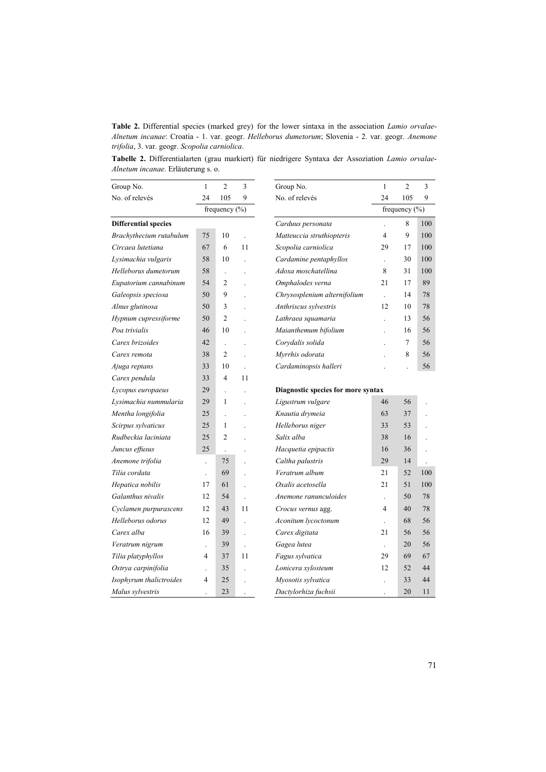**Table 2.** Differential species (marked grey) for the lower sintaxa in the association *Lamio orvalae-Alnetum incanae*: Croatia - 1. var. geogr. *Helleborus dumetorum*; Slovenia - 2. var. geogr. *Anemone trifolia*, 3. var. geogr. *Scopolia carniolica*.

**Tabelle 2.** Differentialarten (grau markiert) für niedrigere Syntaxa der Assoziation *Lamio orvalae-Alnetum incanae*. Erläuterung s. o.

| Group No. | 1 | 2 | 3 |
|---|---|---|---|
| No. of relevés | 24 | 105 | 9 |
| | frequency (%) | | |
| **Differential species** | | | |
| *Brachythecium rutabulum* | 75 | 10 | . |
| *Circaea lutetiana* | 67 | 6 | 11 |
| *Lysimachia vulgaris* | 58 | 10 | . |
| *Helleborus dumetorum* | 58 | . | . |
| *Eupatorium cannabinum* | 54 | 2 | . |
| *Galeopsis speciosa* | 50 | 9 | . |
| *Alnus glutinosa* | 50 | 3 | . |
| *Hypnum cupressiforme* | 50 | 2 | . |
| *Poa trivialis* | 46 | 10 | . |
| *Carex brizoides* | 42 | . | . |
| *Carex remota* | 38 | 2 | . |
| *Ajuga reptans* | 33 | 10 | . |
| *Carex pendula* | 33 | 4 | 11 |
| *Lycopus europaeus* | 29 | . | . |
| *Lysimachia nummularia* | 29 | 1 | . |
| *Mentha longifolia* | 25 | . | . |
| *Scirpus sylvaticus* | 25 | 1 | . |
| *Rudbeckia laciniata* | 25 | 2 | . |
| *Juncus effusus* | 25 | . | . |
| *Anemone trifolia* | . | 75 | . |
| *Tilia cordata* | . | 69 | . |
| *Hepatica nobilis* | 17 | 61 | . |
| *Galanthus nivalis* | 12 | 54 | . |
| *Cyclamen purpurascens* | 12 | 43 | 11 |
| *Helleborus odorus* | 12 | 49 | . |
| *Carex alba* | 16 | 39 | . |
| *Veratrum nigrum* | . | 39 | . |
| *Tilia platyphyllos* | 4 | 37 | 11 |
| *Ostrya carpinifolia* | . | 35 | . |
| *Isophyrum thalictroides* | 4 | 25 | . |
| *Malus sylvestris* | . | 23 | . |
| *Carduus personata* | . | 8 | 100 |
| *Matteuccia struthiopteris* | 4 | 9 | 100 |
| *Scopolia carniolica* | 29 | 17 | 100 |
| *Cardamine pentaphyllos* | . | 30 | 100 |
| *Adoxa moschatellina* | 8 | 31 | 100 |
| *Omphalodes verna* | 21 | 17 | 89 |
| *Chrysosplenium alternifolium* | . | 14 | 78 |
| *Anthriscus sylvestris* | 12 | 10 | 78 |
| *Lathraea squamaria* | . | 13 | 56 |
| *Maianthemum bifolium* | . | 16 | 56 |
| *Corydalis solida* | . | 7 | 56 |
| *Myrrhis odorata* | . | 8 | 56 |
| *Cardaminopsis halleri* | . | . | 56 |
| **Diagnostic species for more syntax** | | | |
| *Ligustrum vulgare* | 46 | 56 | . |
| *Knautia drymeia* | 63 | 37 | . |
| *Helleborus niger* | 33 | 53 | . |
| *Salix alba* | 38 | 16 | . |
| *Hacquetia epipactis* | 16 | 36 | . |
| *Caltha palustris* | 29 | 14 | . |
| *Veratrum album* | 21 | 52 | 100 |
| *Oxalis acetosella* | 21 | 51 | 100 |
| *Anemone ranunculoides* | . | 50 | 78 |
| *Crocus vernus* agg. | 4 | 40 | 78 |
| *Aconitum lycoctonum* | . | 68 | 56 |
| *Carex digitata* | 21 | 56 | 56 |
| *Gagea lutea* | . | 20 | 56 |
| *Fagus sylvatica* | 29 | 69 | 67 |
| *Lonicera xylosteum* | 12 | 52 | 44 |
| *Myosotis sylvatica* | . | 33 | 44 |
| *Dactylorhiza fuchsii* | . | 20 | 11 |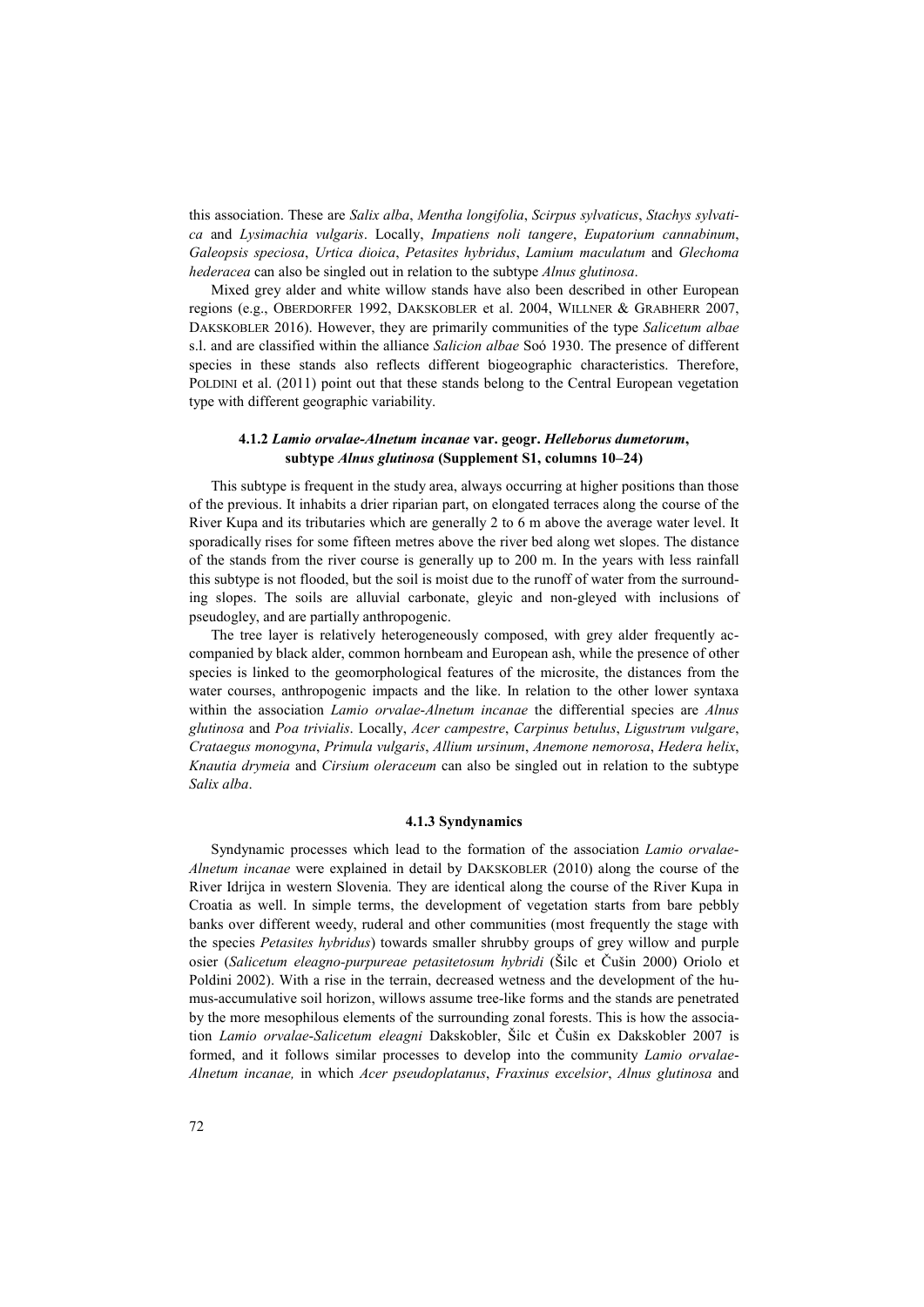this association. These are *Salix alba*, *Mentha longifolia*, *Scirpus sylvaticus*, *Stachys sylvatica* and *Lysimachia vulgaris*. Locally, *Impatiens noli tangere*, *Eupatorium cannabinum*, *Galeopsis speciosa*, *Urtica dioica*, *Petasites hybridus*, *Lamium maculatum* and *Glechoma hederacea* can also be singled out in relation to the subtype *Alnus glutinosa*.

Mixed grey alder and white willow stands have also been described in other European regions (e.g., OBERDORFER 1992, DAKSKOBLER et al. 2004, WILLNER & GRABHERR 2007, DAKSKOBLER 2016). However, they are primarily communities of the type *Salicetum albae* s.l. and are classified within the alliance *Salicion albae* Soó 1930. The presence of different species in these stands also reflects different biogeographic characteristics. Therefore, POLDINI et al. (2011) point out that these stands belong to the Central European vegetation type with different geographic variability.

### 4.1.2 *Lamio orvalae-Alnetum incanae* var. geogr. *Helleborus dumetorum*, subtype *Alnus glutinosa* (Supplement S1, columns 10–24)

This subtype is frequent in the study area, always occurring at higher positions than those of the previous. It inhabits a drier riparian part, on elongated terraces along the course of the River Kupa and its tributaries which are generally 2 to 6 m above the average water level. It sporadically rises for some fifteen metres above the river bed along wet slopes. The distance of the stands from the river course is generally up to 200 m. In the years with less rainfall this subtype is not flooded, but the soil is moist due to the runoff of water from the surrounding slopes. The soils are alluvial carbonate, gleyic and non-gleyed with inclusions of pseudogley, and are partially anthropogenic.

The tree layer is relatively heterogeneously composed, with grey alder frequently accompanied by black alder, common hornbeam and European ash, while the presence of other species is linked to the geomorphological features of the microsite, the distances from the water courses, anthropogenic impacts and the like. In relation to the other lower syntaxa within the association *Lamio orvalae-Alnetum incanae* the differential species are *Alnus glutinosa* and *Poa trivialis*. Locally, *Acer campestre*, *Carpinus betulus*, *Ligustrum vulgare*, *Crataegus monogyna*, *Primula vulgaris*, *Allium ursinum*, *Anemone nemorosa*, *Hedera helix*, *Knautia drymeia* and *Cirsium oleraceum* can also be singled out in relation to the subtype *Salix alba*.

### 4.1.3 Syndynamics

Syndynamic processes which lead to the formation of the association *Lamio orvalae-Alnetum incanae* were explained in detail by DAKSKOBLER (2010) along the course of the River Idrijca in western Slovenia. They are identical along the course of the River Kupa in Croatia as well. In simple terms, the development of vegetation starts from bare pebbly banks over different weedy, ruderal and other communities (most frequently the stage with the species *Petasites hybridus*) towards smaller shrubby groups of grey willow and purple osier (*Salicetum eleagno-purpureae petasitetosum hybridi* (Šilc et Čušin 2000) Oriolo et Poldini 2002). With a rise in the terrain, decreased wetness and the development of the humus-accumulative soil horizon, willows assume tree-like forms and the stands are penetrated by the more mesophilous elements of the surrounding zonal forests. This is how the association *Lamio orvalae-Salicetum eleagni* Dakskobler, Šilc et Čušin ex Dakskobler 2007 is formed, and it follows similar processes to develop into the community *Lamio orvalae-Alnetum incanae,* in which *Acer pseudoplatanus*, *Fraxinus excelsior*, *Alnus glutinosa* and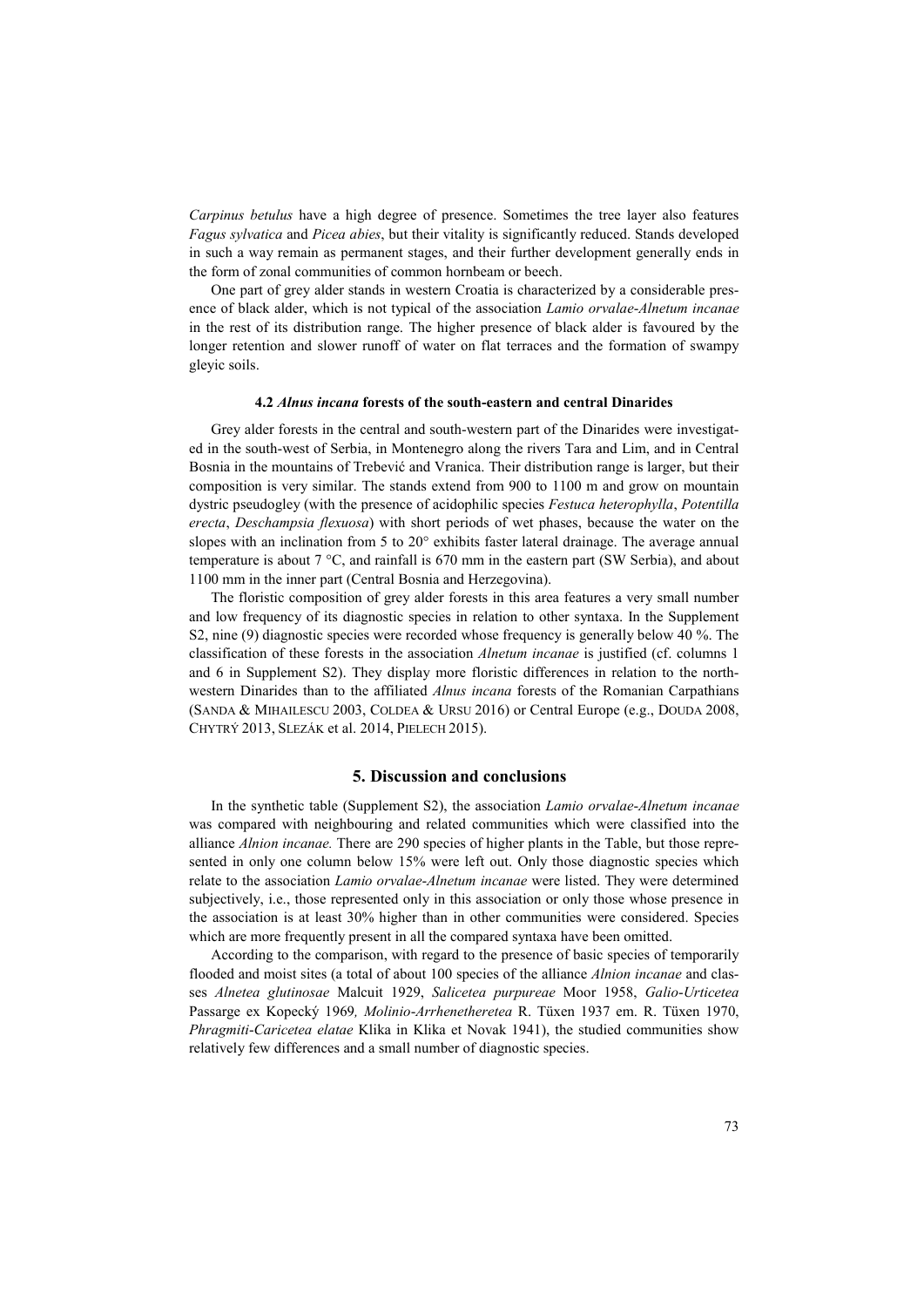*Carpinus betulus* have a high degree of presence. Sometimes the tree layer also features *Fagus sylvatica* and *Picea abies*, but their vitality is significantly reduced. Stands developed in such a way remain as permanent stages, and their further development generally ends in the form of zonal communities of common hornbeam or beech.

One part of grey alder stands in western Croatia is characterized by a considerable presence of black alder, which is not typical of the association *Lamio orvalae-Alnetum incanae* in the rest of its distribution range. The higher presence of black alder is favoured by the longer retention and slower runoff of water on flat terraces and the formation of swampy gleyic soils.

### 4.2 *Alnus incana* forests of the south-eastern and central Dinarides

Grey alder forests in the central and south-western part of the Dinarides were investigated in the south-west of Serbia, in Montenegro along the rivers Tara and Lim, and in Central Bosnia in the mountains of Trebević and Vranica. Their distribution range is larger, but their composition is very similar. The stands extend from 900 to 1100 m and grow on mountain dystric pseudogley (with the presence of acidophilic species *Festuca heterophylla*, *Potentilla erecta*, *Deschampsia flexuosa*) with short periods of wet phases, because the water on the slopes with an inclination from 5 to 20° exhibits faster lateral drainage. The average annual temperature is about 7 °C, and rainfall is 670 mm in the eastern part (SW Serbia), and about 1100 mm in the inner part (Central Bosnia and Herzegovina).

The floristic composition of grey alder forests in this area features a very small number and low frequency of its diagnostic species in relation to other syntaxa. In the Supplement S2, nine (9) diagnostic species were recorded whose frequency is generally below 40 %. The classification of these forests in the association *Alnetum incanae* is justified (cf. columns 1 and 6 in Supplement S2). They display more floristic differences in relation to the north-western Dinarides than to the affiliated *Alnus incana* forests of the Romanian Carpathians (SANDA & MIHAILESCU 2003, COLDEA & URSU 2016) or Central Europe (e.g., DOUDA 2008, CHYTRÝ 2013, SLEZÁK et al. 2014, PIELECH 2015).

## 5. Discussion and conclusions

In the synthetic table (Supplement S2), the association *Lamio orvalae-Alnetum incanae* was compared with neighbouring and related communities which were classified into the alliance *Alnion incanae.* There are 290 species of higher plants in the Table, but those represented in only one column below 15% were left out. Only those diagnostic species which relate to the association *Lamio orvalae-Alnetum incanae* were listed. They were determined subjectively, i.e., those represented only in this association or only those whose presence in the association is at least 30% higher than in other communities were considered. Species which are more frequently present in all the compared syntaxa have been omitted.

According to the comparison, with regard to the presence of basic species of temporarily flooded and moist sites (a total of about 100 species of the alliance *Alnion incanae* and classes *Alnetea glutinosae* Malcuit 1929, *Salicetea purpureae* Moor 1958, *Galio-Urticetea* Passarge ex Kopecký 1969*, Molinio-Arrhenetheretea* R. Tüxen 1937 em. R. Tüxen 1970, *Phragmiti-Caricetea elatae* Klika in Klika et Novak 1941), the studied communities show relatively few differences and a small number of diagnostic species.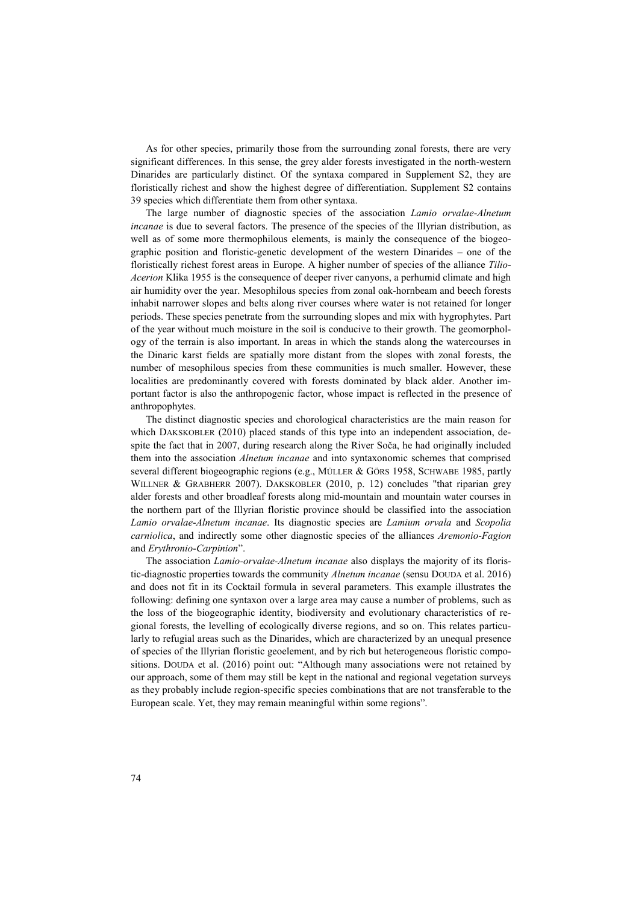As for other species, primarily those from the surrounding zonal forests, there are very significant differences. In this sense, the grey alder forests investigated in the north-western Dinarides are particularly distinct. Of the syntaxa compared in Supplement S2, they are floristically richest and show the highest degree of differentiation. Supplement S2 contains 39 species which differentiate them from other syntaxa.

The large number of diagnostic species of the association *Lamio orvalae-Alnetum incanae* is due to several factors. The presence of the species of the Illyrian distribution, as well as of some more thermophilous elements, is mainly the consequence of the biogeographic position and floristic-genetic development of the western Dinarides – one of the floristically richest forest areas in Europe. A higher number of species of the alliance *Tilio-Acerion* Klika 1955 is the consequence of deeper river canyons, a perhumid climate and high air humidity over the year. Mesophilous species from zonal oak-hornbeam and beech forests inhabit narrower slopes and belts along river courses where water is not retained for longer periods. These species penetrate from the surrounding slopes and mix with hygrophytes. Part of the year without much moisture in the soil is conducive to their growth. The geomorphology of the terrain is also important. In areas in which the stands along the watercourses in the Dinaric karst fields are spatially more distant from the slopes with zonal forests, the number of mesophilous species from these communities is much smaller. However, these localities are predominantly covered with forests dominated by black alder. Another important factor is also the anthropogenic factor, whose impact is reflected in the presence of anthropophytes.

The distinct diagnostic species and chorological characteristics are the main reason for which DAKSKOBLER (2010) placed stands of this type into an independent association, despite the fact that in 2007, during research along the River Soča, he had originally included them into the association *Alnetum incanae* and into syntaxonomic schemes that comprised several different biogeographic regions (e.g., MÜLLER & GÖRS 1958, SCHWABE 1985, partly WILLNER & GRABHERR 2007). DAKSKOBLER (2010, p. 12) concludes "that riparian grey alder forests and other broadleaf forests along mid-mountain and mountain water courses in the northern part of the Illyrian floristic province should be classified into the association *Lamio orvalae-Alnetum incanae*. Its diagnostic species are *Lamium orvala* and *Scopolia carniolica*, and indirectly some other diagnostic species of the alliances *Aremonio-Fagion* and *Erythronio-Carpinion*".

The association *Lamio-orvalae-Alnetum incanae* also displays the majority of its floristic-diagnostic properties towards the community *Alnetum incanae* (sensu DOUDA et al. 2016) and does not fit in its Cocktail formula in several parameters. This example illustrates the following: defining one syntaxon over a large area may cause a number of problems, such as the loss of the biogeographic identity, biodiversity and evolutionary characteristics of regional forests, the levelling of ecologically diverse regions, and so on. This relates particularly to refugial areas such as the Dinarides, which are characterized by an unequal presence of species of the Illyrian floristic geoelement, and by rich but heterogeneous floristic compositions. DOUDA et al. (2016) point out: "Although many associations were not retained by our approach, some of them may still be kept in the national and regional vegetation surveys as they probably include region-specific species combinations that are not transferable to the European scale. Yet, they may remain meaningful within some regions".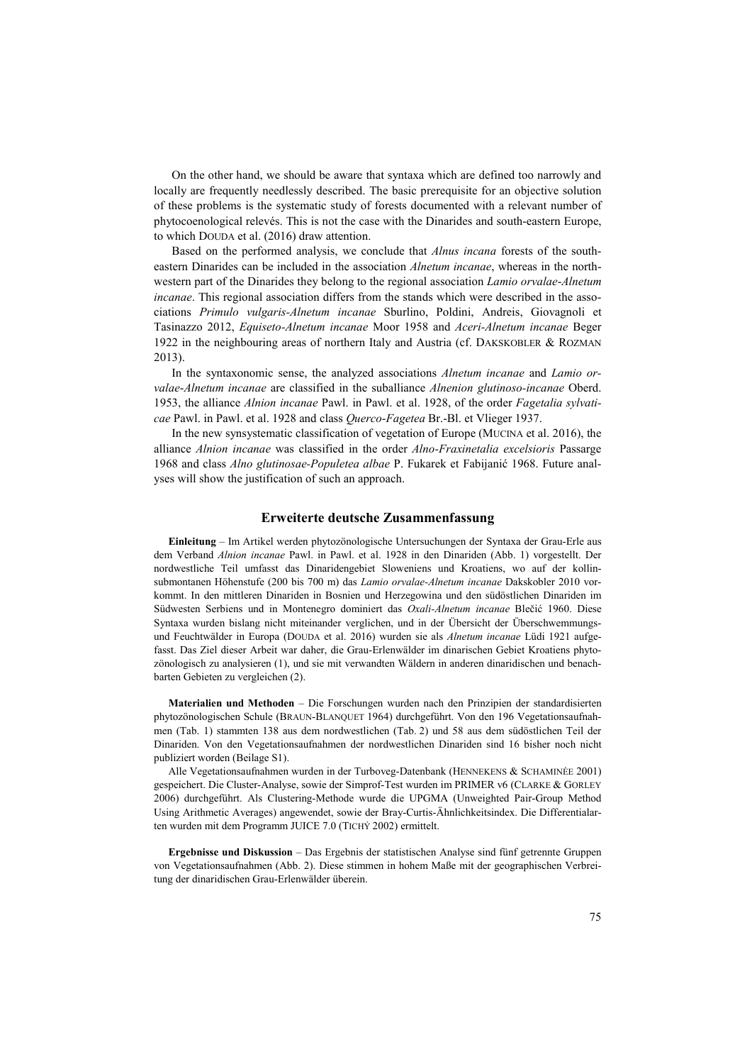On the other hand, we should be aware that syntaxa which are defined too narrowly and locally are frequently needlessly described. The basic prerequisite for an objective solution of these problems is the systematic study of forests documented with a relevant number of phytocoenological relevés. This is not the case with the Dinarides and south-eastern Europe, to which DOUDA et al. (2016) draw attention.

Based on the performed analysis, we conclude that *Alnus incana* forests of the south-eastern Dinarides can be included in the association *Alnetum incanae*, whereas in the north-western part of the Dinarides they belong to the regional association *Lamio orvalae-Alnetum incanae*. This regional association differs from the stands which were described in the associations *Primulo vulgaris-Alnetum incanae* Sburlino, Poldini, Andreis, Giovagnoli et Tasinazzo 2012, *Equiseto-Alnetum incanae* Moor 1958 and *Aceri-Alnetum incanae* Beger 1922 in the neighbouring areas of northern Italy and Austria (cf. DAKSKOBLER & ROZMAN 2013).

In the syntaxonomic sense, the analyzed associations *Alnetum incanae* and *Lamio orvalae-Alnetum incanae* are classified in the suballiance *Alnenion glutinoso-incanae* Oberd. 1953, the alliance *Alnion incanae* Pawl. in Pawl. et al. 1928, of the order *Fagetalia sylvaticae* Pawl. in Pawl. et al. 1928 and class *Querco-Fagetea* Br.-Bl. et Vlieger 1937.

In the new synsystematic classification of vegetation of Europe (MUCINA et al. 2016), the alliance *Alnion incanae* was classified in the order *Alno-Fraxinetalia excelsioris* Passarge 1968 and class *Alno glutinosae-Populetea albae* P. Fukarek et Fabijanić 1968. Future analyses will show the justification of such an approach.

## Erweiterte deutsche Zusammenfassung

**Einleitung** – Im Artikel werden phytozönologische Untersuchungen der Syntaxa der Grau-Erle aus dem Verband *Alnion incanae* Pawl. in Pawl. et al. 1928 in den Dinariden (Abb. 1) vorgestellt. Der nordwestliche Teil umfasst das Dinaridengebiet Sloweniens und Kroatiens, wo auf der kollin-submontanen Höhenstufe (200 bis 700 m) das *Lamio orvalae-Alnetum incanae* Dakskobler 2010 vorkommt. In den mittleren Dinariden in Bosnien und Herzegowina und den südöstlichen Dinariden im Südwesten Serbiens und in Montenegro dominiert das *Oxali-Alnetum incanae* Blečić 1960. Diese Syntaxa wurden bislang nicht miteinander verglichen, und in der Übersicht der Überschwemmungs- und Feuchtwälder in Europa (DOUDA et al. 2016) wurden sie als *Alnetum incanae* Lüdi 1921 aufgefasst. Das Ziel dieser Arbeit war daher, die Grau-Erlenwälder im dinarischen Gebiet Kroatiens phytozönologisch zu analysieren (1), und sie mit verwandten Wäldern in anderen dinaridischen und benachbarten Gebieten zu vergleichen (2).

**Materialien und Methoden** – Die Forschungen wurden nach den Prinzipien der standardisierten phytozönologischen Schule (BRAUN-BLANQUET 1964) durchgeführt. Von den 196 Vegetationsaufnahmen (Tab. 1) stammten 138 aus dem nordwestlichen (Tab. 2) und 58 aus dem südöstlichen Teil der Dinariden. Von den Vegetationsaufnahmen der nordwestlichen Dinariden sind 16 bisher noch nicht publiziert worden (Beilage S1).

Alle Vegetationsaufnahmen wurden in der Turboveg-Datenbank (HENNEKENS & SCHAMINÉE 2001) gespeichert. Die Cluster-Analyse, sowie der Simprof-Test wurden im PRIMER v6 (CLARKE & GORLEY 2006) durchgeführt. Als Clustering-Methode wurde die UPGMA (Unweighted Pair-Group Method Using Arithmetic Averages) angewendet, sowie der Bray-Curtis-Ähnlichkeitsindex. Die Differentialarten wurden mit dem Programm JUICE 7.0 (TICHÝ 2002) ermittelt.

**Ergebnisse und Diskussion** – Das Ergebnis der statistischen Analyse sind fünf getrennte Gruppen von Vegetationsaufnahmen (Abb. 2). Diese stimmen in hohem Maße mit der geographischen Verbreitung der dinaridischen Grau-Erlenwälder überein.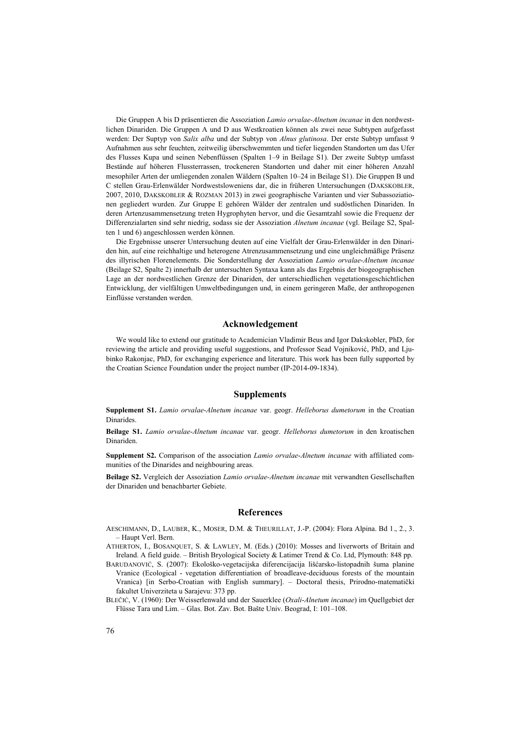Die Gruppen A bis D präsentieren die Assoziation *Lamio orvalae-Alnetum incanae* in den nordwestlichen Dinariden. Die Gruppen A und D aus Westkroatien können als zwei neue Subtypen aufgefasst werden: Der Suptyp von *Salix alba* und der Subtyp von *Alnus glutinosa*. Der erste Subtyp umfasst 9 Aufnahmen aus sehr feuchten, zeitweilig überschwemmten und tiefer liegenden Standorten um das Ufer des Flusses Kupa und seinen Nebenflüssen (Spalten 1–9 in Beilage S1). Der zweite Subtyp umfasst Bestände auf höheren Flussterrassen, trockeneren Standorten und daher mit einer höheren Anzahl mesophiler Arten der umliegenden zonalen Wäldern (Spalten 10–24 in Beilage S1). Die Gruppen B und C stellen Grau-Erlenwälder Nordwestsloweniens dar, die in früheren Untersuchungen (DAKSKOBLER, 2007, 2010, DAKSKOBLER & ROZMAN 2013) in zwei geographische Varianten und vier Subassoziationen gegliedert wurden. Zur Gruppe E gehören Wälder der zentralen und sudöstlichen Dinariden. In deren Artenzusammensetzung treten Hygrophyten hervor, und die Gesamtzahl sowie die Frequenz der Differenzialarten sind sehr niedrig, sodass sie der Assoziation *Alnetum incanae* (vgl. Beilage S2, Spalten 1 und 6) angeschlossen werden können.

Die Ergebnisse unserer Untersuchung deuten auf eine Vielfalt der Grau-Erlenwälder in den Dinariden hin, auf eine reichhaltige und heterogene Atrenzusammensetzung und eine ungleichmäßige Präsenz des illyrischen Florenelements. Die Sonderstellung der Assoziation *Lamio orvalae-Alnetum incanae* (Beilage S2, Spalte 2) innerhalb der untersuchten Syntaxa kann als das Ergebnis der biogeographischen Lage an der nordwestlichen Grenze der Dinariden, der unterschiedlichen vegetationsgeschichtlichen Entwicklung, der vielfältigen Umweltbedingungen und, in einem geringeren Maße, der anthropogenen Einflüsse verstanden werden.

## Acknowledgement

We would like to extend our gratitude to Academician Vladimir Beus and Igor Dakskobler, PhD, for reviewing the article and providing useful suggestions, and Professor Sead Vojniković, PhD, and Ljubinko Rakonjac, PhD, for exchanging experience and literature. This work has been fully supported by the Croatian Science Foundation under the project number (IP-2014-09-1834).

## Supplements

**Supplement S1.** *Lamio orvalae-Alnetum incanae* var. geogr. *Helleborus dumetorum* in the Croatian Dinarides.

**Beilage S1.** *Lamio orvalae-Alnetum incanae* var. geogr. *Helleborus dumetorum* in den kroatischen Dinariden.

**Supplement S2.** Comparison of the association *Lamio orvalae-Alnetum incanae* with affiliated communities of the Dinarides and neighbouring areas.

**Beilage S2.** Vergleich der Assoziation *Lamio orvalae-Alnetum incanae* mit verwandten Gesellschaften der Dinariden und benachbarter Gebiete.

## References

AESCHIMANN, D., LAUBER, K., MOSER, D.M. & THEURILLAT, J.-P. (2004): Flora Alpina. Bd 1., 2., 3. – Haupt Verl. Bern.

ATHERTON, I., BOSANQUET, S. & LAWLEY, M. (Eds.) (2010): Mosses and liverworts of Britain and Ireland. A field guide. – British Bryological Society & Latimer Trend & Co. Ltd, Plymouth: 848 pp.

BARUDANOVIĆ, S. (2007): Ekološko-vegetacijska diferencijacija lišćarsko-listopadnih šuma planine Vranice (Ecological - vegetation differentiation of broadleave-deciduous forests of the mountain Vranica) [in Serbo-Croatian with English summary]. – Doctoral thesis, Prirodno-matematički fakultet Univerziteta u Sarajevu: 373 pp.

BLEČIĆ, V. (1960): Der Weisserlenwald und der Sauerklee (*Oxali-Alnetum incanae*) im Quellgebiet der Flüsse Tara und Lim. – Glas. Bot. Zav. Bot. Bašte Univ. Beograd, I: 101–108.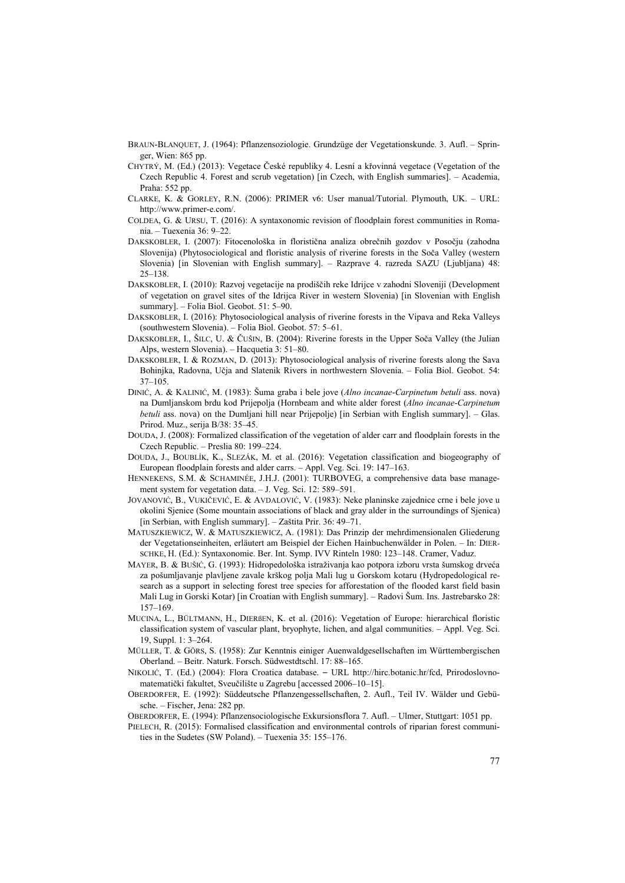Braun-Blanquet, J. (1964): Pflanzensoziologie. Grundzüge der Vegetationskunde. 3. Aufl. – Springer, Wien: 865 pp.

Chytrý, M. (Ed.) (2013): Vegetace České republiky 4. Lesní a křovinná vegetace (Vegetation of the Czech Republic 4. Forest and scrub vegetation) [in Czech, with English summaries]. – Academia, Praha: 552 pp.

Clarke, K. & Gorley, R.N. (2006): PRIMER v6: User manual/Tutorial. Plymouth, UK. – URL: http://www.primer-e.com/.

Coldea, G. & Ursu, T. (2016): A syntaxonomic revision of floodplain forest communities in Romania. – Tuexenia 36: 9–22.

Dakskobler, I. (2007): Fitocenološka in floristična analiza obrečnih gozdov v Posočju (zahodna Slovenija) (Phytosociological and floristic analysis of riverine forests in the Soča Valley (western Slovenia) [in Slovenian with English summary]. – Razprave 4. razreda SAZU (Ljubljana) 48: 25–138.

Dakskobler, I. (2010): Razvoj vegetacije na prodiščih reke Idrijce v zahodni Sloveniji (Development of vegetation on gravel sites of the Idrijca River in western Slovenia) [in Slovenian with English summary]. – Folia Biol. Geobot. 51: 5–90.

Dakskobler, I. (2016): Phytosociological analysis of riverine forests in the Vipava and Reka Valleys (southwestern Slovenia). – Folia Biol. Geobot. 57: 5–61.

Dakskobler, I., Šilc, U. & Čušin, B. (2004): Riverine forests in the Upper Soča Valley (the Julian Alps, western Slovenia). – Hacquetia 3: 51–80.

Dakskobler, I. & Rozman, D. (2013): Phytosociological analysis of riverine forests along the Sava Bohinjka, Radovna, Učja and Slatenik Rivers in northwestern Slovenia. – Folia Biol. Geobot. 54: 37–105.

Dinić, A. & Kalinić, M. (1983): Šuma graba i bele jove (*Alno incanae-Carpinetum betuli* ass. nova) na Dumljanskom brdu kod Prijepolja (Hornbeam and white alder forest (*Alno incanae-Carpinetum betuli* ass. nova) on the Dumljani hill near Prijepolje) [in Serbian with English summary]. – Glas. Prirod. Muz., serija B/38: 35–45.

Douda, J. (2008): Formalized classification of the vegetation of alder carr and floodplain forests in the Czech Republic. – Preslia 80: 199–224.

Douda, J., Boublík, K., Slezák, M. et al. (2016): Vegetation classification and biogeography of European floodplain forests and alder carrs. – Appl. Veg. Sci. 19: 147–163.

Hennekens, S.M. & Schaminée, J.H.J. (2001): TURBOVEG, a comprehensive data base management system for vegetation data. – J. Veg. Sci. 12: 589–591.

Jovanović, B., Vukičević, E. & Avdalović, V. (1983): Neke planinske zajednice crne i bele jove u okolini Sjenice (Some mountain associations of black and gray alder in the surroundings of Sjenica) [in Serbian, with English summary]. – Zaštita Prir. 36: 49–71.

Matuszkiewicz, W. & Matuszkiewicz, A. (1981): Das Prinzip der mehrdimensionalen Gliederung der Vegetationseinheiten, erläutert am Beispiel der Eichen Hainbuchenwälder in Polen. – In: Dierschke, H. (Ed.): Syntaxonomie. Ber. Int. Symp. IVV Rinteln 1980: 123–148. Cramer, Vaduz.

Mayer, B. & Bušić, G. (1993): Hidropedološka istraživanja kao potpora izboru vrsta šumskog drveća za pošumljavanje plavljene zavale krškog polja Mali lug u Gorskom kotaru (Hydropedological research as a support in selecting forest tree species for afforestation of the flooded karst field basin Mali Lug in Gorski Kotar) [in Croatian with English summary]. – Radovi Šum. Ins. Jastrebarsko 28: 157–169.

Mucina, L., Bültmann, H., Dierßen, K. et al. (2016): Vegetation of Europe: hierarchical floristic classification system of vascular plant, bryophyte, lichen, and algal communities. – Appl. Veg. Sci. 19, Suppl. 1: 3–264.

Müller, T. & Görs, S. (1958): Zur Kenntnis einiger Auenwaldgesellschaften im Württembergischen Oberland. – Beitr. Naturk. Forsch. Südwestdtschl. 17: 88–165.

Nikolić, T. (Ed.) (2004): Flora Croatica database. – URL http://hirc.botanic.hr/fcd, Prirodoslovno-matematički fakultet, Sveučilište u Zagrebu [accessed 2006–10–15].

Oberdorfer, E. (1992): Süddeutsche Pflanzengesellschaften, 2. Aufl., Teil IV. Wälder und Gebüsche. – Fischer, Jena: 282 pp.

Oberdorfer, E. (1994): Pflanzensociologische Exkursionsflora 7. Aufl. – Ulmer, Stuttgart: 1051 pp.

Pielech, R. (2015): Formalised classification and environmental controls of riparian forest communities in the Sudetes (SW Poland). – Tuexenia 35: 155–176.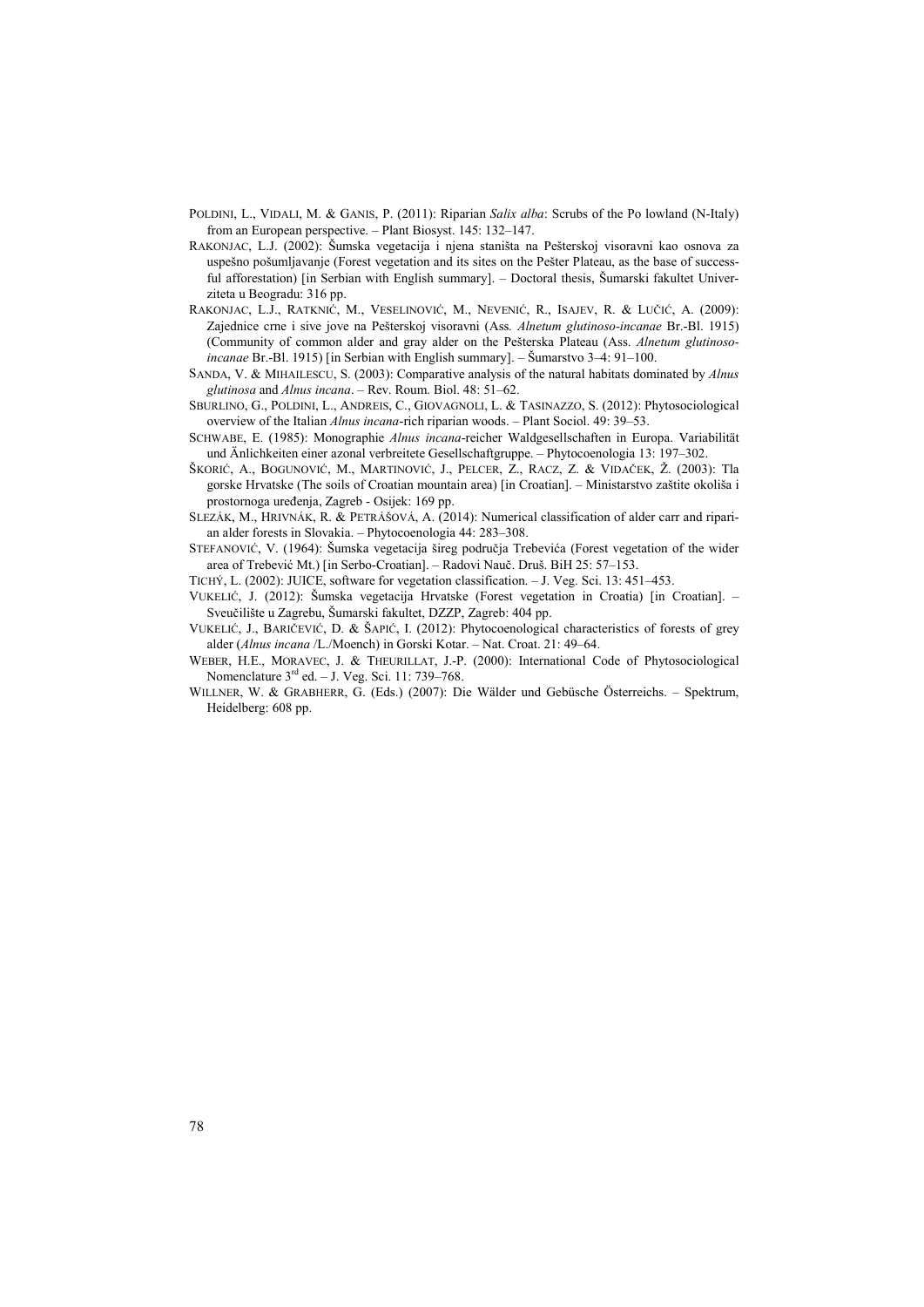POLDINI, L., VIDALI, M. & GANIS, P. (2011): Riparian *Salix alba*: Scrubs of the Po lowland (N-Italy) from an European perspective. – Plant Biosyst. 145: 132–147.

RAKONJAC, L.J. (2002): Šumska vegetacija i njena staništa na Pešterskoj visoravni kao osnova za uspešno pošumljavanje (Forest vegetation and its sites on the Pešter Plateau, as the base of successful afforestation) [in Serbian with English summary]. – Doctoral thesis, Šumarski fakultet Univerziteta u Beogradu: 316 pp.

RAKONJAC, L.J., RATKNIĆ, M., VESELINOVIĆ, M., NEVENIĆ, R., ISAJEV, R. & LUČIĆ, A. (2009): Zajednice crne i sive jove na Pešterskoj visoravni (Ass. *Alnetum glutinoso-incanae* Br.-Bl. 1915) (Community of common alder and gray alder on the Pešterska Plateau (Ass. *Alnetum glutinoso-incanae* Br.-Bl. 1915) [in Serbian with English summary]. – Šumarstvo 3–4: 91–100.

SANDA, V. & MIHAILESCU, S. (2003): Comparative analysis of the natural habitats dominated by *Alnus glutinosa* and *Alnus incana*. – Rev. Roum. Biol. 48: 51–62.

SBURLINO, G., POLDINI, L., ANDREIS, C., GIOVAGNOLI, L. & TASINAZZO, S. (2012): Phytosociological overview of the Italian *Alnus incana*-rich riparian woods. – Plant Sociol. 49: 39–53.

SCHWABE, E. (1985): Monographie *Alnus incana*-reicher Waldgesellschaften in Europa. Variabilität und Änlichkeiten einer azonal verbreitete Gesellschaftgruppe. – Phytocoenologia 13: 197–302.

ŠKORIĆ, A., BOGUNOVIĆ, M., MARTINOVIĆ, J., PELCER, Z., RACZ, Z. & VIDAČEK, Ž. (2003): Tla gorske Hrvatske (The soils of Croatian mountain area) [in Croatian]. – Ministarstvo zaštite okoliša i prostornoga uređenja, Zagreb - Osijek: 169 pp.

SLEZÁK, M., HRIVNÁK, R. & PETRÁŠOVÁ, A. (2014): Numerical classification of alder carr and riparian alder forests in Slovakia. – Phytocoenologia 44: 283–308.

STEFANOVIĆ, V. (1964): Šumska vegetacija šireg područja Trebevića (Forest vegetation of the wider area of Trebević Mt.) [in Serbo-Croatian]. – Radovi Nauč. Druš. BiH 25: 57–153.

TICHÝ, L. (2002): JUICE, software for vegetation classification. – J. Veg. Sci. 13: 451–453.

VUKELIĆ, J. (2012): Šumska vegetacija Hrvatske (Forest vegetation in Croatia) [in Croatian]. – Sveučilište u Zagrebu, Šumarski fakultet, DZZP, Zagreb: 404 pp.

VUKELIĆ, J., BARIČEVIĆ, D. & ŠAPIĆ, I. (2012): Phytocoenological characteristics of forests of grey alder (*Alnus incana* /L./Moench) in Gorski Kotar. – Nat. Croat. 21: 49–64.

WEBER, H.E., MORAVEC, J. & THEURILLAT, J.-P. (2000): International Code of Phytosociological Nomenclature 3rd ed. – J. Veg. Sci. 11: 739–768.

WILLNER, W. & GRABHERR, G. (Eds.) (2007): Die Wälder und Gebüsche Österreichs. – Spektrum, Heidelberg: 608 pp.